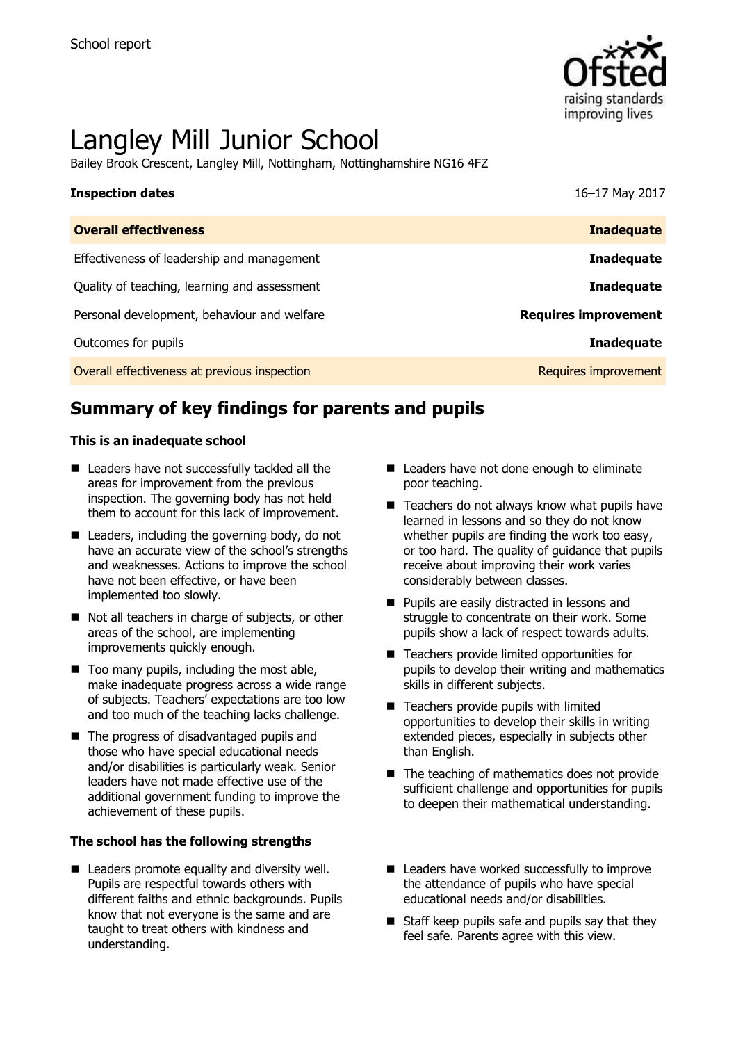School report

# Langley Mill Junior School

Bailey Brook Crescent, Langley Mill, Nottingham, Nottinghamshire NG16 4FZ

| **Inspection dates** | 16–17 May 2017 |
| --- | --- |
| **Overall effectiveness** | **Inadequate** |
| Effectiveness of leadership and management | **Inadequate** |
| Quality of teaching, learning and assessment | **Inadequate** |
| Personal development, behaviour and welfare | **Requires improvement** |
| Outcomes for pupils | **Inadequate** |
| Overall effectiveness at previous inspection | Requires improvement |

## Summary of key findings for parents and pupils

**This is an inadequate school**

- Leaders have not successfully tackled all the areas for improvement from the previous inspection. The governing body has not held them to account for this lack of improvement.
- Leaders, including the governing body, do not have an accurate view of the school's strengths and weaknesses. Actions to improve the school have not been effective, or have been implemented too slowly.
- Not all teachers in charge of subjects, or other areas of the school, are implementing improvements quickly enough.
- Too many pupils, including the most able, make inadequate progress across a wide range of subjects. Teachers' expectations are too low and too much of the teaching lacks challenge.
- The progress of disadvantaged pupils and those who have special educational needs and/or disabilities is particularly weak. Senior leaders have not made effective use of the additional government funding to improve the achievement of these pupils.
- Leaders have not done enough to eliminate poor teaching.
- Teachers do not always know what pupils have learned in lessons and so they do not know whether pupils are finding the work too easy, or too hard. The quality of guidance that pupils receive about improving their work varies considerably between classes.
- Pupils are easily distracted in lessons and struggle to concentrate on their work. Some pupils show a lack of respect towards adults.
- Teachers provide limited opportunities for pupils to develop their writing and mathematics skills in different subjects.
- Teachers provide pupils with limited opportunities to develop their skills in writing extended pieces, especially in subjects other than English.
- The teaching of mathematics does not provide sufficient challenge and opportunities for pupils to deepen their mathematical understanding.

**The school has the following strengths**

- Leaders promote equality and diversity well. Pupils are respectful towards others with different faiths and ethnic backgrounds. Pupils know that not everyone is the same and are taught to treat others with kindness and understanding.
- Leaders have worked successfully to improve the attendance of pupils who have special educational needs and/or disabilities.
- Staff keep pupils safe and pupils say that they feel safe. Parents agree with this view.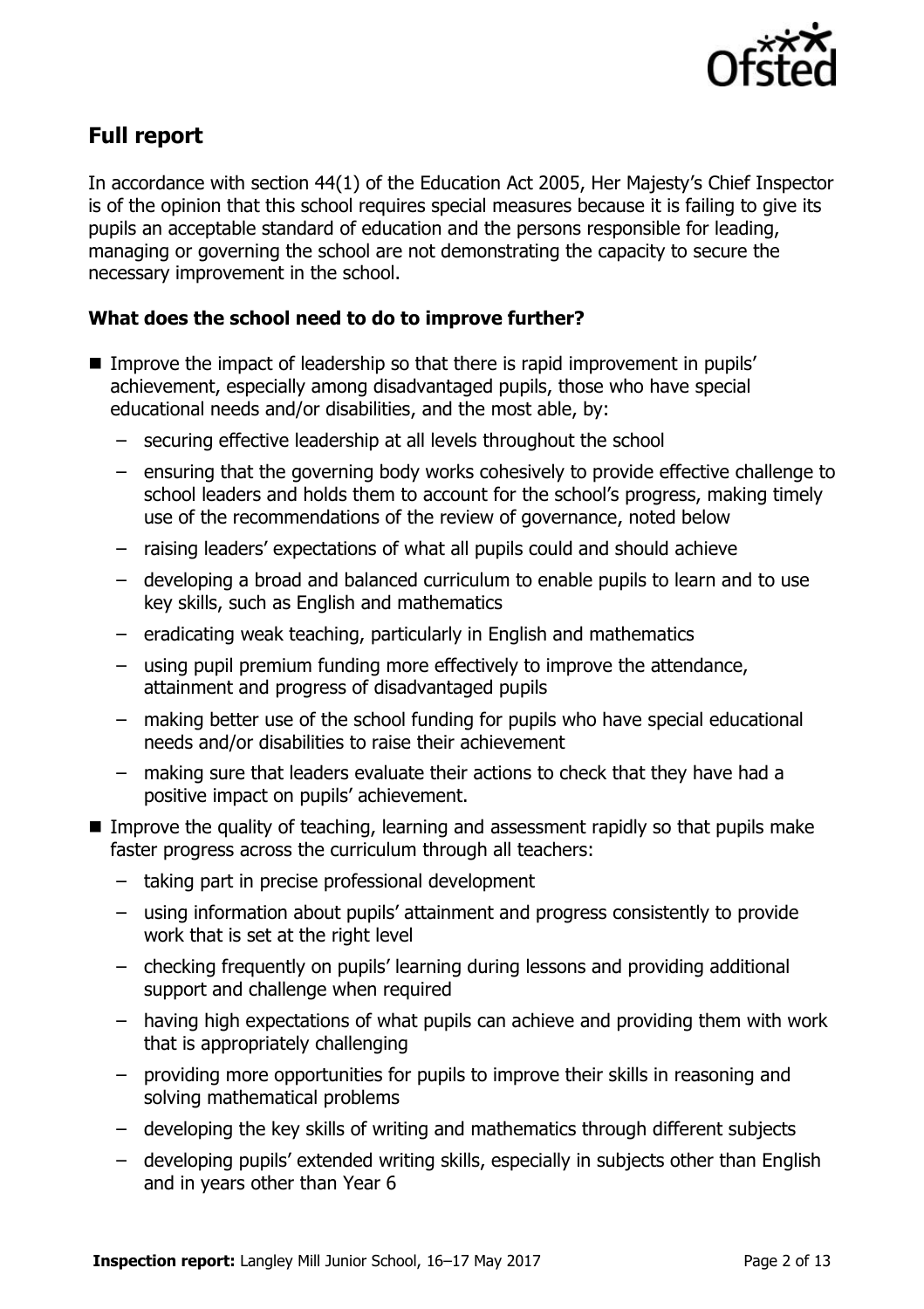## Full report

In accordance with section 44(1) of the Education Act 2005, Her Majesty's Chief Inspector is of the opinion that this school requires special measures because it is failing to give its pupils an acceptable standard of education and the persons responsible for leading, managing or governing the school are not demonstrating the capacity to secure the necessary improvement in the school.

### What does the school need to do to improve further?

- Improve the impact of leadership so that there is rapid improvement in pupils' achievement, especially among disadvantaged pupils, those who have special educational needs and/or disabilities, and the most able, by:
  - securing effective leadership at all levels throughout the school
  - ensuring that the governing body works cohesively to provide effective challenge to school leaders and holds them to account for the school's progress, making timely use of the recommendations of the review of governance, noted below
  - raising leaders' expectations of what all pupils could and should achieve
  - developing a broad and balanced curriculum to enable pupils to learn and to use key skills, such as English and mathematics
  - eradicating weak teaching, particularly in English and mathematics
  - using pupil premium funding more effectively to improve the attendance, attainment and progress of disadvantaged pupils
  - making better use of the school funding for pupils who have special educational needs and/or disabilities to raise their achievement
  - making sure that leaders evaluate their actions to check that they have had a positive impact on pupils' achievement.
- Improve the quality of teaching, learning and assessment rapidly so that pupils make faster progress across the curriculum through all teachers:
  - taking part in precise professional development
  - using information about pupils' attainment and progress consistently to provide work that is set at the right level
  - checking frequently on pupils' learning during lessons and providing additional support and challenge when required
  - having high expectations of what pupils can achieve and providing them with work that is appropriately challenging
  - providing more opportunities for pupils to improve their skills in reasoning and solving mathematical problems
  - developing the key skills of writing and mathematics through different subjects
  - developing pupils' extended writing skills, especially in subjects other than English and in years other than Year 6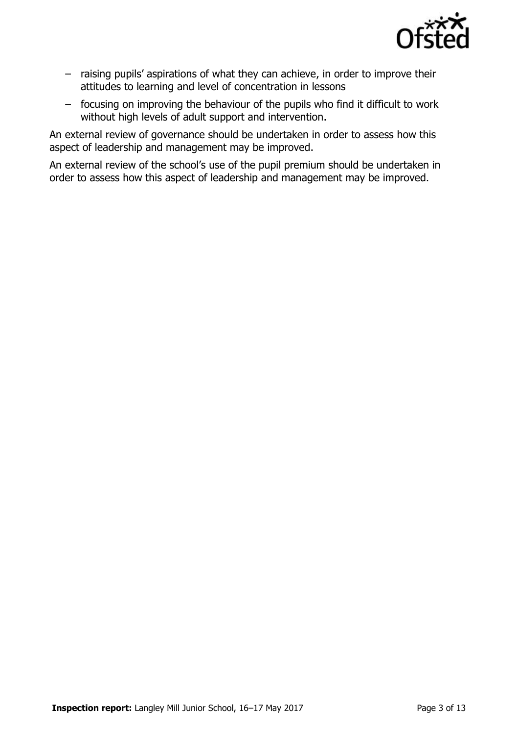- raising pupils' aspirations of what they can achieve, in order to improve their attitudes to learning and level of concentration in lessons
- focusing on improving the behaviour of the pupils who find it difficult to work without high levels of adult support and intervention.

An external review of governance should be undertaken in order to assess how this aspect of leadership and management may be improved.

An external review of the school's use of the pupil premium should be undertaken in order to assess how this aspect of leadership and management may be improved.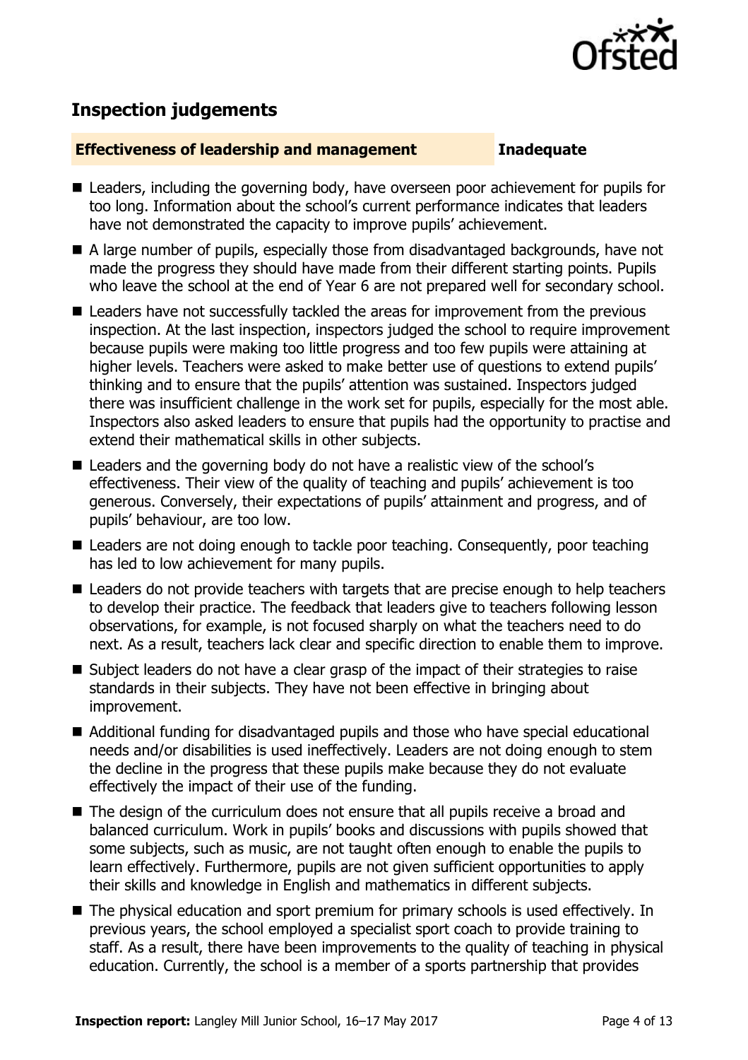## Inspection judgements

**Effectiveness of leadership and management** **Inadequate**

- Leaders, including the governing body, have overseen poor achievement for pupils for too long. Information about the school's current performance indicates that leaders have not demonstrated the capacity to improve pupils' achievement.
- A large number of pupils, especially those from disadvantaged backgrounds, have not made the progress they should have made from their different starting points. Pupils who leave the school at the end of Year 6 are not prepared well for secondary school.
- Leaders have not successfully tackled the areas for improvement from the previous inspection. At the last inspection, inspectors judged the school to require improvement because pupils were making too little progress and too few pupils were attaining at higher levels. Teachers were asked to make better use of questions to extend pupils' thinking and to ensure that the pupils' attention was sustained. Inspectors judged there was insufficient challenge in the work set for pupils, especially for the most able. Inspectors also asked leaders to ensure that pupils had the opportunity to practise and extend their mathematical skills in other subjects.
- Leaders and the governing body do not have a realistic view of the school's effectiveness. Their view of the quality of teaching and pupils' achievement is too generous. Conversely, their expectations of pupils' attainment and progress, and of pupils' behaviour, are too low.
- Leaders are not doing enough to tackle poor teaching. Consequently, poor teaching has led to low achievement for many pupils.
- Leaders do not provide teachers with targets that are precise enough to help teachers to develop their practice. The feedback that leaders give to teachers following lesson observations, for example, is not focused sharply on what the teachers need to do next. As a result, teachers lack clear and specific direction to enable them to improve.
- Subject leaders do not have a clear grasp of the impact of their strategies to raise standards in their subjects. They have not been effective in bringing about improvement.
- Additional funding for disadvantaged pupils and those who have special educational needs and/or disabilities is used ineffectively. Leaders are not doing enough to stem the decline in the progress that these pupils make because they do not evaluate effectively the impact of their use of the funding.
- The design of the curriculum does not ensure that all pupils receive a broad and balanced curriculum. Work in pupils' books and discussions with pupils showed that some subjects, such as music, are not taught often enough to enable the pupils to learn effectively. Furthermore, pupils are not given sufficient opportunities to apply their skills and knowledge in English and mathematics in different subjects.
- The physical education and sport premium for primary schools is used effectively. In previous years, the school employed a specialist sport coach to provide training to staff. As a result, there have been improvements to the quality of teaching in physical education. Currently, the school is a member of a sports partnership that provides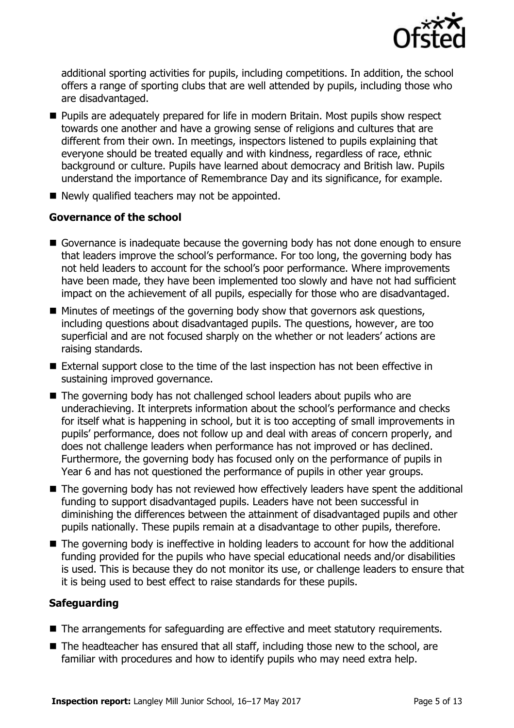additional sporting activities for pupils, including competitions. In addition, the school offers a range of sporting clubs that are well attended by pupils, including those who are disadvantaged.

- Pupils are adequately prepared for life in modern Britain. Most pupils show respect towards one another and have a growing sense of religions and cultures that are different from their own. In meetings, inspectors listened to pupils explaining that everyone should be treated equally and with kindness, regardless of race, ethnic background or culture. Pupils have learned about democracy and British law. Pupils understand the importance of Remembrance Day and its significance, for example.
- Newly qualified teachers may not be appointed.

### Governance of the school

- Governance is inadequate because the governing body has not done enough to ensure that leaders improve the school's performance. For too long, the governing body has not held leaders to account for the school's poor performance. Where improvements have been made, they have been implemented too slowly and have not had sufficient impact on the achievement of all pupils, especially for those who are disadvantaged.
- Minutes of meetings of the governing body show that governors ask questions, including questions about disadvantaged pupils. The questions, however, are too superficial and are not focused sharply on the whether or not leaders' actions are raising standards.
- External support close to the time of the last inspection has not been effective in sustaining improved governance.
- The governing body has not challenged school leaders about pupils who are underachieving. It interprets information about the school's performance and checks for itself what is happening in school, but it is too accepting of small improvements in pupils' performance, does not follow up and deal with areas of concern properly, and does not challenge leaders when performance has not improved or has declined. Furthermore, the governing body has focused only on the performance of pupils in Year 6 and has not questioned the performance of pupils in other year groups.
- The governing body has not reviewed how effectively leaders have spent the additional funding to support disadvantaged pupils. Leaders have not been successful in diminishing the differences between the attainment of disadvantaged pupils and other pupils nationally. These pupils remain at a disadvantage to other pupils, therefore.
- The governing body is ineffective in holding leaders to account for how the additional funding provided for the pupils who have special educational needs and/or disabilities is used. This is because they do not monitor its use, or challenge leaders to ensure that it is being used to best effect to raise standards for these pupils.

### Safeguarding

- The arrangements for safeguarding are effective and meet statutory requirements.
- The headteacher has ensured that all staff, including those new to the school, are familiar with procedures and how to identify pupils who may need extra help.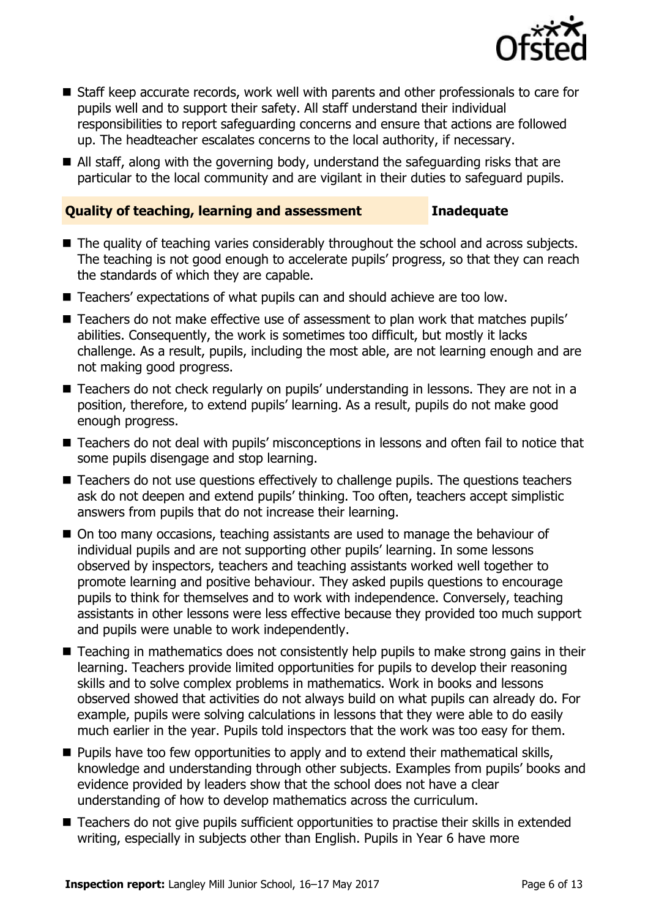- Staff keep accurate records, work well with parents and other professionals to care for pupils well and to support their safety. All staff understand their individual responsibilities to report safeguarding concerns and ensure that actions are followed up. The headteacher escalates concerns to the local authority, if necessary.
- All staff, along with the governing body, understand the safeguarding risks that are particular to the local community and are vigilant in their duties to safeguard pupils.

## Quality of teaching, learning and assessment — Inadequate

- The quality of teaching varies considerably throughout the school and across subjects. The teaching is not good enough to accelerate pupils' progress, so that they can reach the standards of which they are capable.
- Teachers' expectations of what pupils can and should achieve are too low.
- Teachers do not make effective use of assessment to plan work that matches pupils' abilities. Consequently, the work is sometimes too difficult, but mostly it lacks challenge. As a result, pupils, including the most able, are not learning enough and are not making good progress.
- Teachers do not check regularly on pupils' understanding in lessons. They are not in a position, therefore, to extend pupils' learning. As a result, pupils do not make good enough progress.
- Teachers do not deal with pupils' misconceptions in lessons and often fail to notice that some pupils disengage and stop learning.
- Teachers do not use questions effectively to challenge pupils. The questions teachers ask do not deepen and extend pupils' thinking. Too often, teachers accept simplistic answers from pupils that do not increase their learning.
- On too many occasions, teaching assistants are used to manage the behaviour of individual pupils and are not supporting other pupils' learning. In some lessons observed by inspectors, teachers and teaching assistants worked well together to promote learning and positive behaviour. They asked pupils questions to encourage pupils to think for themselves and to work with independence. Conversely, teaching assistants in other lessons were less effective because they provided too much support and pupils were unable to work independently.
- Teaching in mathematics does not consistently help pupils to make strong gains in their learning. Teachers provide limited opportunities for pupils to develop their reasoning skills and to solve complex problems in mathematics. Work in books and lessons observed showed that activities do not always build on what pupils can already do. For example, pupils were solving calculations in lessons that they were able to do easily much earlier in the year. Pupils told inspectors that the work was too easy for them.
- Pupils have too few opportunities to apply and to extend their mathematical skills, knowledge and understanding through other subjects. Examples from pupils' books and evidence provided by leaders show that the school does not have a clear understanding of how to develop mathematics across the curriculum.
- Teachers do not give pupils sufficient opportunities to practise their skills in extended writing, especially in subjects other than English. Pupils in Year 6 have more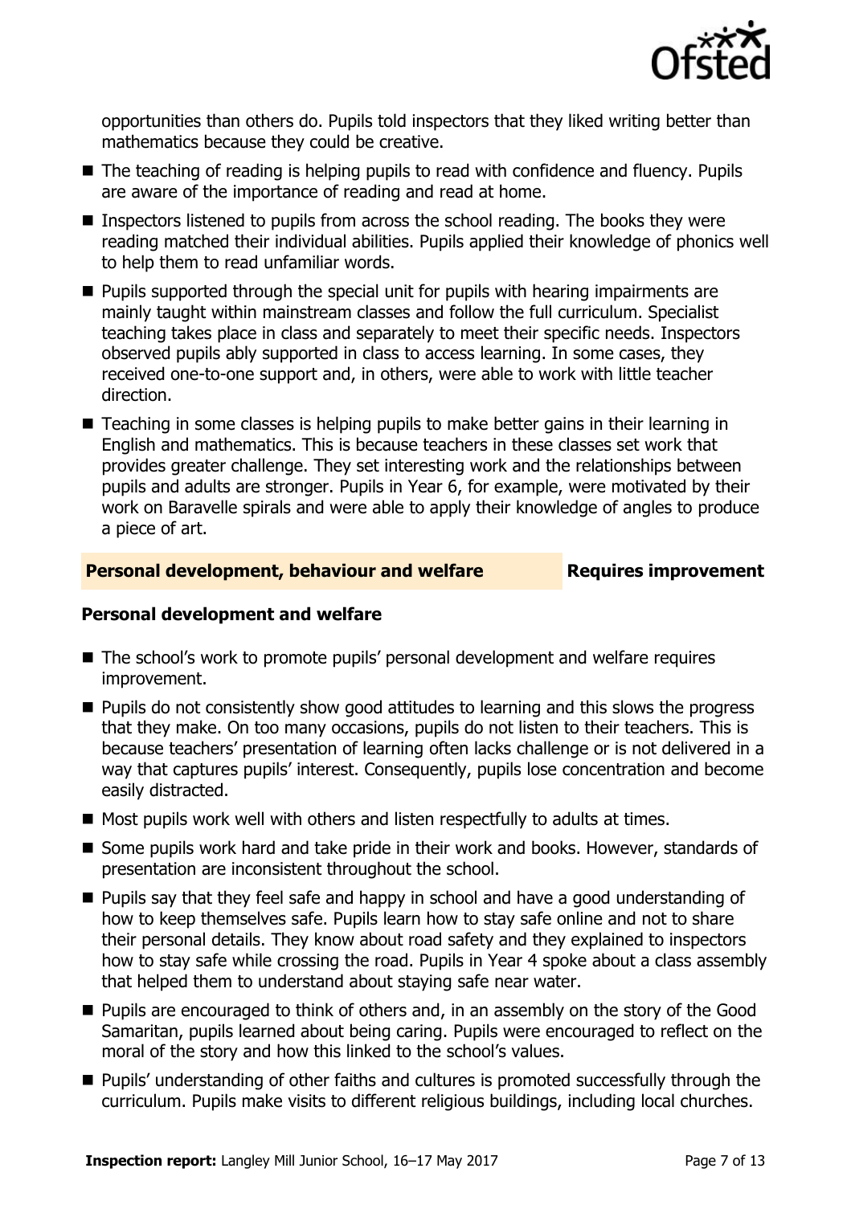opportunities than others do. Pupils told inspectors that they liked writing better than mathematics because they could be creative.

- The teaching of reading is helping pupils to read with confidence and fluency. Pupils are aware of the importance of reading and read at home.
- Inspectors listened to pupils from across the school reading. The books they were reading matched their individual abilities. Pupils applied their knowledge of phonics well to help them to read unfamiliar words.
- Pupils supported through the special unit for pupils with hearing impairments are mainly taught within mainstream classes and follow the full curriculum. Specialist teaching takes place in class and separately to meet their specific needs. Inspectors observed pupils ably supported in class to access learning. In some cases, they received one-to-one support and, in others, were able to work with little teacher direction.
- Teaching in some classes is helping pupils to make better gains in their learning in English and mathematics. This is because teachers in these classes set work that provides greater challenge. They set interesting work and the relationships between pupils and adults are stronger. Pupils in Year 6, for example, were motivated by their work on Baravelle spirals and were able to apply their knowledge of angles to produce a piece of art.

## Personal development, behaviour and welfare — Requires improvement

### Personal development and welfare

- The school's work to promote pupils' personal development and welfare requires improvement.
- Pupils do not consistently show good attitudes to learning and this slows the progress that they make. On too many occasions, pupils do not listen to their teachers. This is because teachers' presentation of learning often lacks challenge or is not delivered in a way that captures pupils' interest. Consequently, pupils lose concentration and become easily distracted.
- Most pupils work well with others and listen respectfully to adults at times.
- Some pupils work hard and take pride in their work and books. However, standards of presentation are inconsistent throughout the school.
- Pupils say that they feel safe and happy in school and have a good understanding of how to keep themselves safe. Pupils learn how to stay safe online and not to share their personal details. They know about road safety and they explained to inspectors how to stay safe while crossing the road. Pupils in Year 4 spoke about a class assembly that helped them to understand about staying safe near water.
- Pupils are encouraged to think of others and, in an assembly on the story of the Good Samaritan, pupils learned about being caring. Pupils were encouraged to reflect on the moral of the story and how this linked to the school's values.
- Pupils' understanding of other faiths and cultures is promoted successfully through the curriculum. Pupils make visits to different religious buildings, including local churches.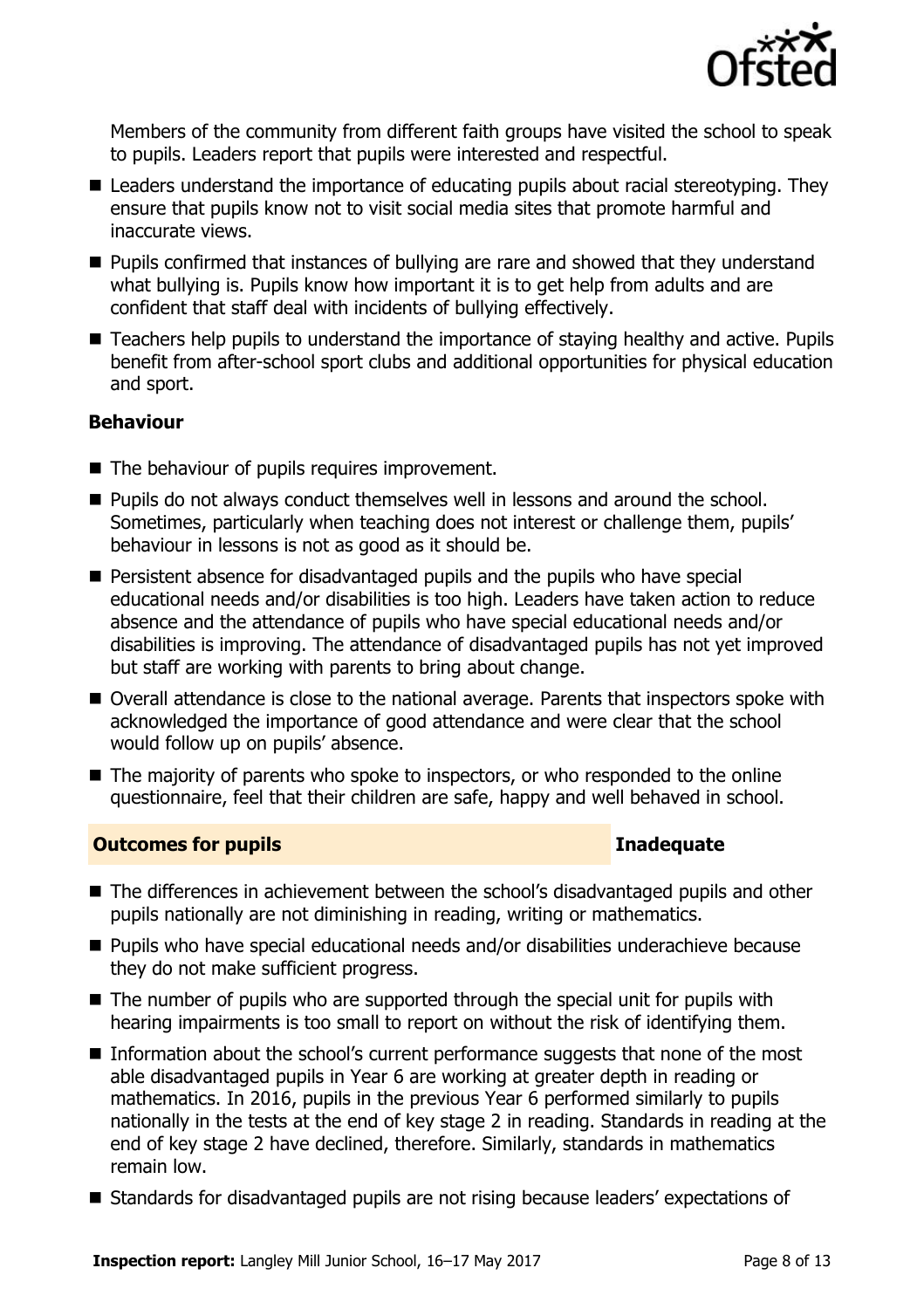Members of the community from different faith groups have visited the school to speak to pupils. Leaders report that pupils were interested and respectful.

- Leaders understand the importance of educating pupils about racial stereotyping. They ensure that pupils know not to visit social media sites that promote harmful and inaccurate views.
- Pupils confirmed that instances of bullying are rare and showed that they understand what bullying is. Pupils know how important it is to get help from adults and are confident that staff deal with incidents of bullying effectively.
- Teachers help pupils to understand the importance of staying healthy and active. Pupils benefit from after-school sport clubs and additional opportunities for physical education and sport.

### Behaviour

- The behaviour of pupils requires improvement.
- Pupils do not always conduct themselves well in lessons and around the school. Sometimes, particularly when teaching does not interest or challenge them, pupils' behaviour in lessons is not as good as it should be.
- Persistent absence for disadvantaged pupils and the pupils who have special educational needs and/or disabilities is too high. Leaders have taken action to reduce absence and the attendance of pupils who have special educational needs and/or disabilities is improving. The attendance of disadvantaged pupils has not yet improved but staff are working with parents to bring about change.
- Overall attendance is close to the national average. Parents that inspectors spoke with acknowledged the importance of good attendance and were clear that the school would follow up on pupils' absence.
- The majority of parents who spoke to inspectors, or who responded to the online questionnaire, feel that their children are safe, happy and well behaved in school.

## Outcomes for pupils — Inadequate

- The differences in achievement between the school's disadvantaged pupils and other pupils nationally are not diminishing in reading, writing or mathematics.
- Pupils who have special educational needs and/or disabilities underachieve because they do not make sufficient progress.
- The number of pupils who are supported through the special unit for pupils with hearing impairments is too small to report on without the risk of identifying them.
- Information about the school's current performance suggests that none of the most able disadvantaged pupils in Year 6 are working at greater depth in reading or mathematics. In 2016, pupils in the previous Year 6 performed similarly to pupils nationally in the tests at the end of key stage 2 in reading. Standards in reading at the end of key stage 2 have declined, therefore. Similarly, standards in mathematics remain low.
- Standards for disadvantaged pupils are not rising because leaders' expectations of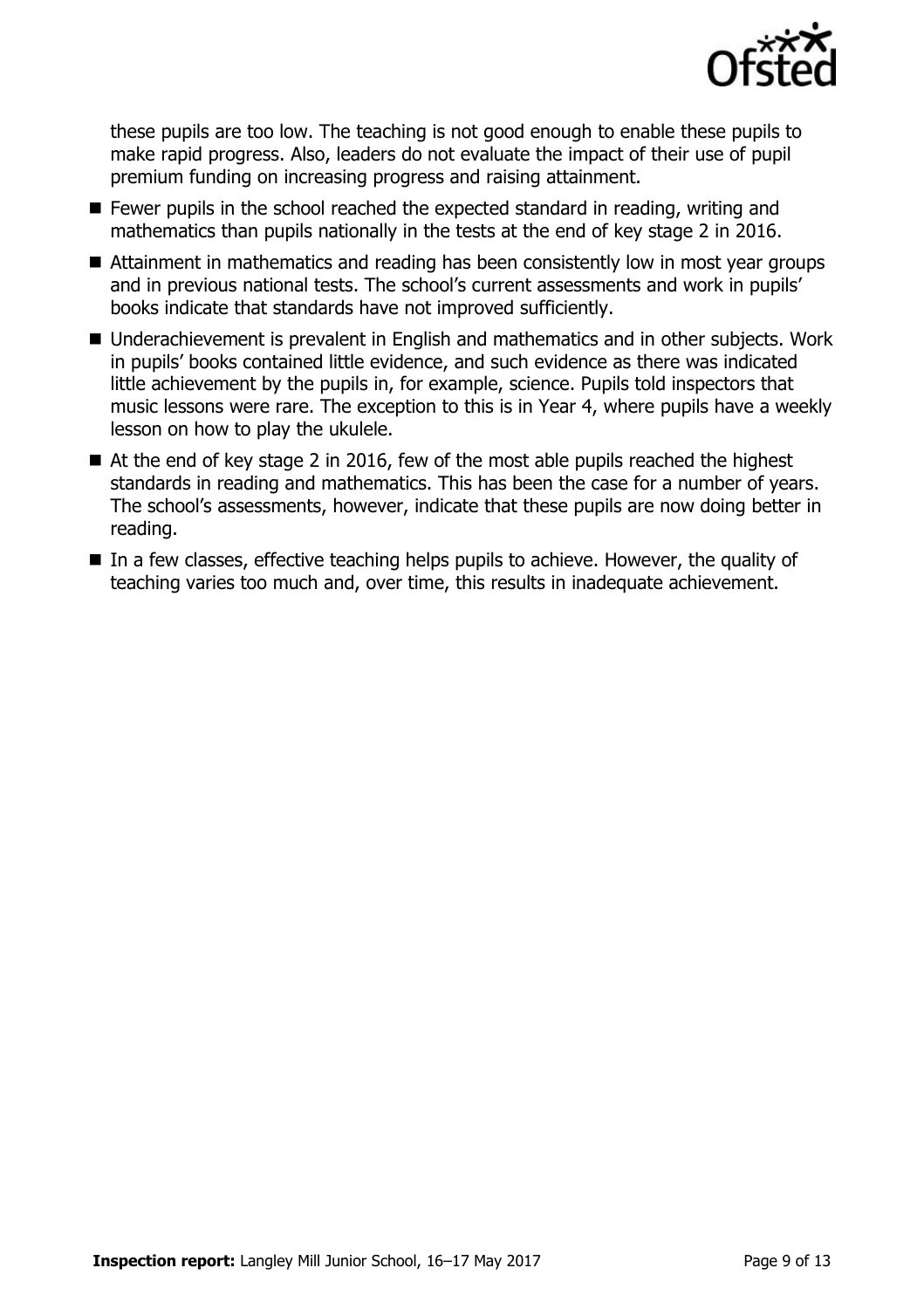these pupils are too low. The teaching is not good enough to enable these pupils to make rapid progress. Also, leaders do not evaluate the impact of their use of pupil premium funding on increasing progress and raising attainment.

- Fewer pupils in the school reached the expected standard in reading, writing and mathematics than pupils nationally in the tests at the end of key stage 2 in 2016.
- Attainment in mathematics and reading has been consistently low in most year groups and in previous national tests. The school's current assessments and work in pupils' books indicate that standards have not improved sufficiently.
- Underachievement is prevalent in English and mathematics and in other subjects. Work in pupils' books contained little evidence, and such evidence as there was indicated little achievement by the pupils in, for example, science. Pupils told inspectors that music lessons were rare. The exception to this is in Year 4, where pupils have a weekly lesson on how to play the ukulele.
- At the end of key stage 2 in 2016, few of the most able pupils reached the highest standards in reading and mathematics. This has been the case for a number of years. The school's assessments, however, indicate that these pupils are now doing better in reading.
- In a few classes, effective teaching helps pupils to achieve. However, the quality of teaching varies too much and, over time, this results in inadequate achievement.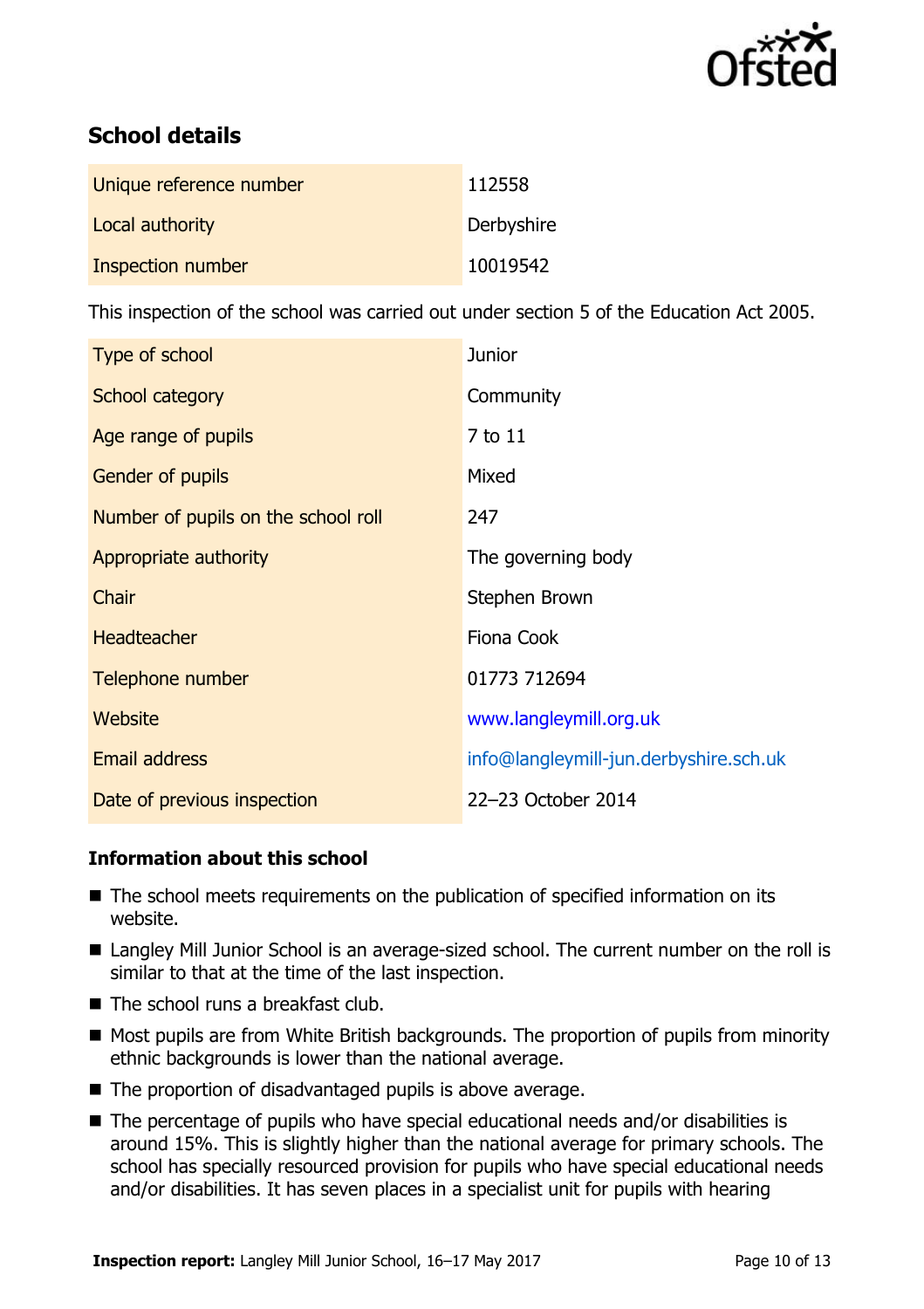## School details

| | |
|---|---|
| Unique reference number | 112558 |
| Local authority | Derbyshire |
| Inspection number | 10019542 |

This inspection of the school was carried out under section 5 of the Education Act 2005.

| | |
|---|---|
| Type of school | Junior |
| School category | Community |
| Age range of pupils | 7 to 11 |
| Gender of pupils | Mixed |
| Number of pupils on the school roll | 247 |
| Appropriate authority | The governing body |
| Chair | Stephen Brown |
| Headteacher | Fiona Cook |
| Telephone number | 01773 712694 |
| Website | www.langleymill.org.uk |
| Email address | info@langleymill-jun.derbyshire.sch.uk |
| Date of previous inspection | 22–23 October 2014 |

### Information about this school

- The school meets requirements on the publication of specified information on its website.
- Langley Mill Junior School is an average-sized school. The current number on the roll is similar to that at the time of the last inspection.
- The school runs a breakfast club.
- Most pupils are from White British backgrounds. The proportion of pupils from minority ethnic backgrounds is lower than the national average.
- The proportion of disadvantaged pupils is above average.
- The percentage of pupils who have special educational needs and/or disabilities is around 15%. This is slightly higher than the national average for primary schools. The school has specially resourced provision for pupils who have special educational needs and/or disabilities. It has seven places in a specialist unit for pupils with hearing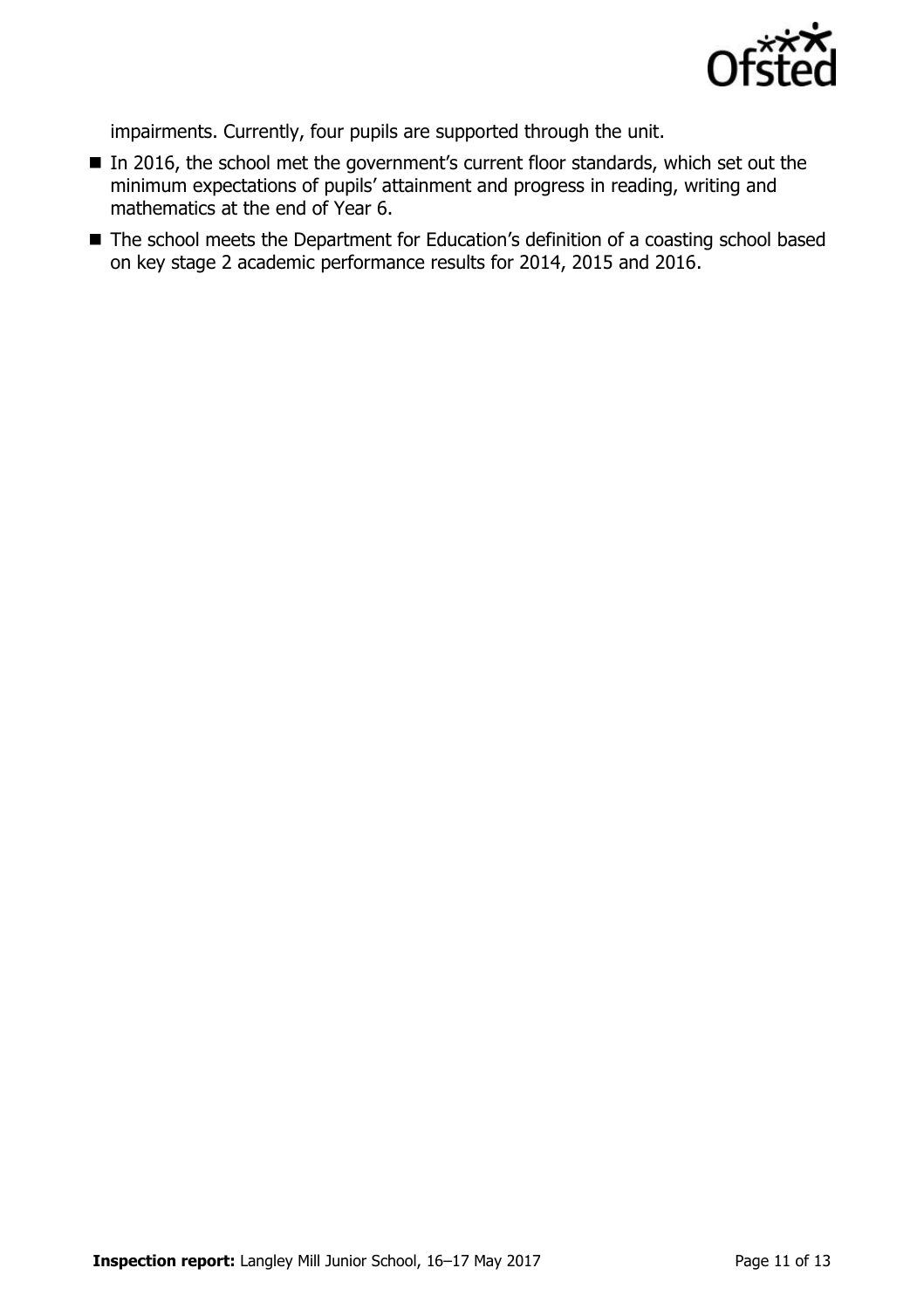impairments. Currently, four pupils are supported through the unit.

- In 2016, the school met the government's current floor standards, which set out the minimum expectations of pupils' attainment and progress in reading, writing and mathematics at the end of Year 6.
- The school meets the Department for Education's definition of a coasting school based on key stage 2 academic performance results for 2014, 2015 and 2016.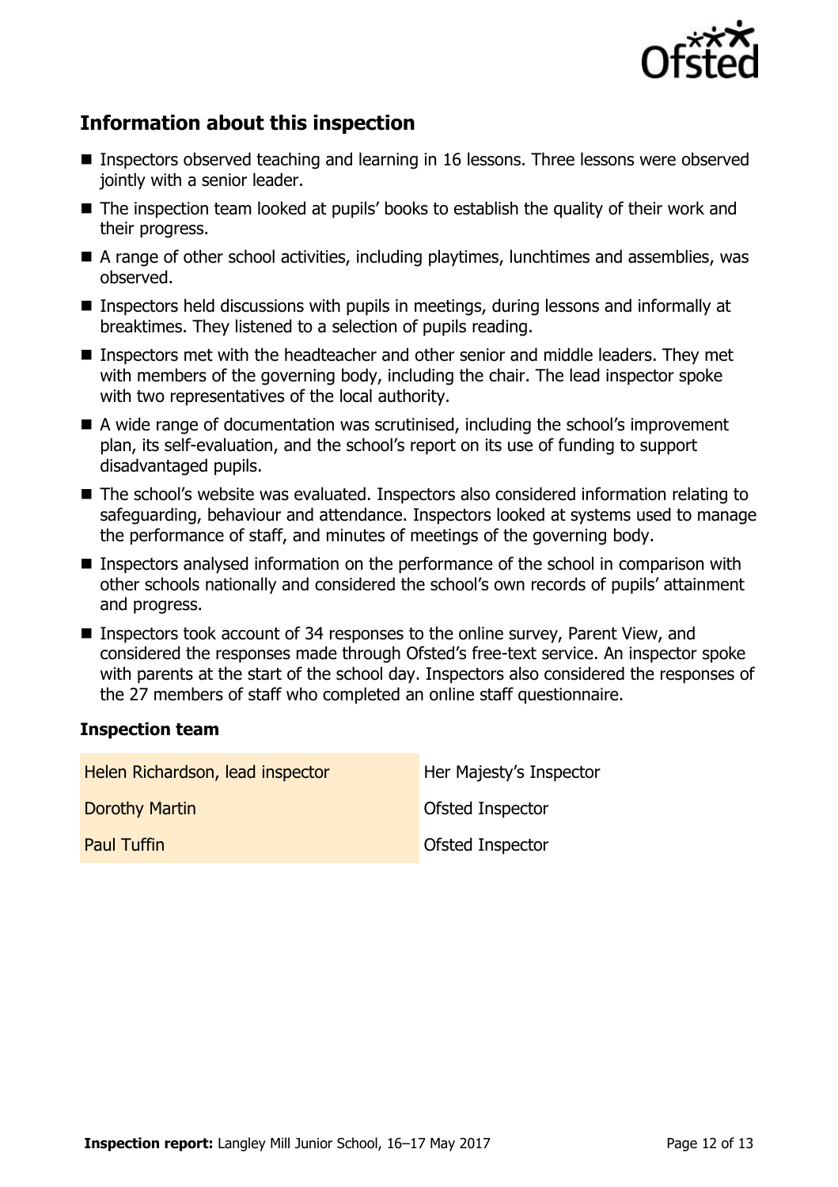## Information about this inspection

- Inspectors observed teaching and learning in 16 lessons. Three lessons were observed jointly with a senior leader.
- The inspection team looked at pupils' books to establish the quality of their work and their progress.
- A range of other school activities, including playtimes, lunchtimes and assemblies, was observed.
- Inspectors held discussions with pupils in meetings, during lessons and informally at breaktimes. They listened to a selection of pupils reading.
- Inspectors met with the headteacher and other senior and middle leaders. They met with members of the governing body, including the chair. The lead inspector spoke with two representatives of the local authority.
- A wide range of documentation was scrutinised, including the school's improvement plan, its self-evaluation, and the school's report on its use of funding to support disadvantaged pupils.
- The school's website was evaluated. Inspectors also considered information relating to safeguarding, behaviour and attendance. Inspectors looked at systems used to manage the performance of staff, and minutes of meetings of the governing body.
- Inspectors analysed information on the performance of the school in comparison with other schools nationally and considered the school's own records of pupils' attainment and progress.
- Inspectors took account of 34 responses to the online survey, Parent View, and considered the responses made through Ofsted's free-text service. An inspector spoke with parents at the start of the school day. Inspectors also considered the responses of the 27 members of staff who completed an online staff questionnaire.

### Inspection team

| | |
|---|---|
| Helen Richardson, lead inspector | Her Majesty's Inspector |
| Dorothy Martin | Ofsted Inspector |
| Paul Tuffin | Ofsted Inspector |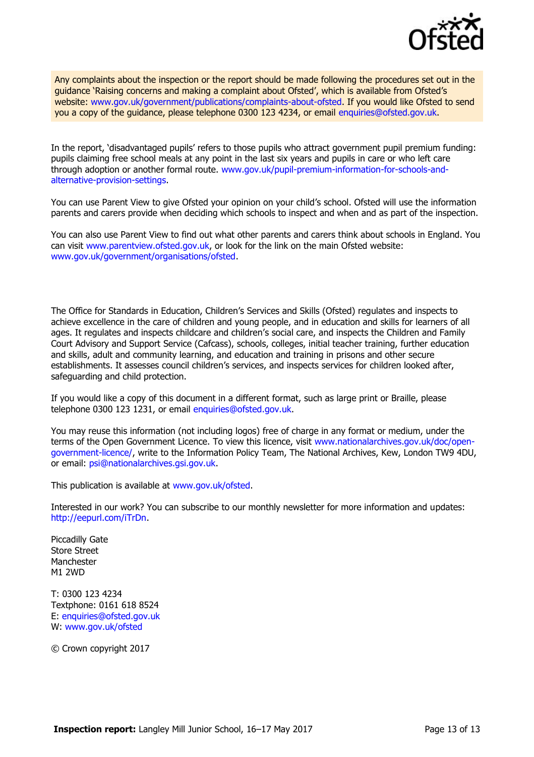Any complaints about the inspection or the report should be made following the procedures set out in the guidance 'Raising concerns and making a complaint about Ofsted', which is available from Ofsted's website: www.gov.uk/government/publications/complaints-about-ofsted. If you would like Ofsted to send you a copy of the guidance, please telephone 0300 123 4234, or email enquiries@ofsted.gov.uk.

In the report, 'disadvantaged pupils' refers to those pupils who attract government pupil premium funding: pupils claiming free school meals at any point in the last six years and pupils in care or who left care through adoption or another formal route. www.gov.uk/pupil-premium-information-for-schools-and-alternative-provision-settings.

You can use Parent View to give Ofsted your opinion on your child's school. Ofsted will use the information parents and carers provide when deciding which schools to inspect and when and as part of the inspection.

You can also use Parent View to find out what other parents and carers think about schools in England. You can visit www.parentview.ofsted.gov.uk, or look for the link on the main Ofsted website: www.gov.uk/government/organisations/ofsted.

The Office for Standards in Education, Children's Services and Skills (Ofsted) regulates and inspects to achieve excellence in the care of children and young people, and in education and skills for learners of all ages. It regulates and inspects childcare and children's social care, and inspects the Children and Family Court Advisory and Support Service (Cafcass), schools, colleges, initial teacher training, further education and skills, adult and community learning, and education and training in prisons and other secure establishments. It assesses council children's services, and inspects services for children looked after, safeguarding and child protection.

If you would like a copy of this document in a different format, such as large print or Braille, please telephone 0300 123 1231, or email enquiries@ofsted.gov.uk.

You may reuse this information (not including logos) free of charge in any format or medium, under the terms of the Open Government Licence. To view this licence, visit www.nationalarchives.gov.uk/doc/open-government-licence/, write to the Information Policy Team, The National Archives, Kew, London TW9 4DU, or email: psi@nationalarchives.gsi.gov.uk.

This publication is available at www.gov.uk/ofsted.

Interested in our work? You can subscribe to our monthly newsletter for more information and updates: http://eepurl.com/iTrDn.

Piccadilly Gate
Store Street
Manchester
M1 2WD

T: 0300 123 4234
Textphone: 0161 618 8524
E: enquiries@ofsted.gov.uk
W: www.gov.uk/ofsted

© Crown copyright 2017